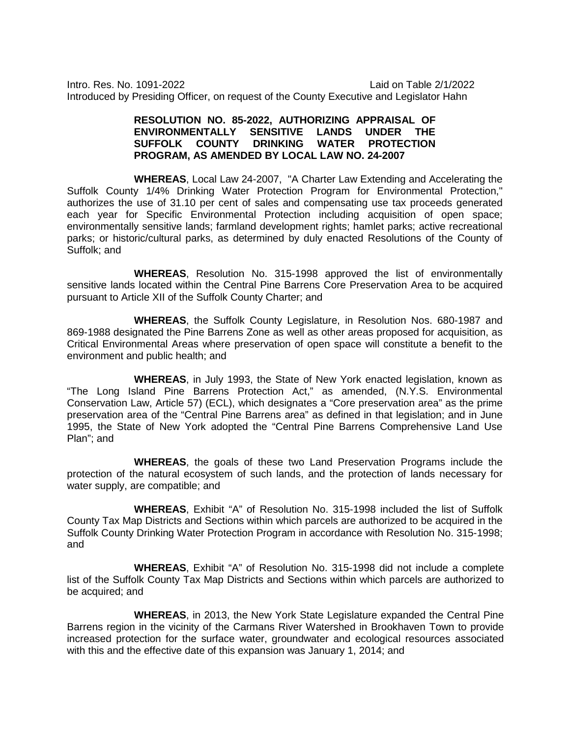Intro. Res. No. 1091-2022 Laid on Table 2/1/2022
Introduced by Presiding Officer, on request of the County Executive and Legislator Hahn

**RESOLUTION NO. 85-2022, AUTHORIZING APPRAISAL OF ENVIRONMENTALLY SENSITIVE LANDS UNDER THE SUFFOLK COUNTY DRINKING WATER PROTECTION PROGRAM, AS AMENDED BY LOCAL LAW NO. 24-2007**

**WHEREAS**, Local Law 24-2007, "A Charter Law Extending and Accelerating the Suffolk County 1/4% Drinking Water Protection Program for Environmental Protection," authorizes the use of 31.10 per cent of sales and compensating use tax proceeds generated each year for Specific Environmental Protection including acquisition of open space; environmentally sensitive lands; farmland development rights; hamlet parks; active recreational parks; or historic/cultural parks, as determined by duly enacted Resolutions of the County of Suffolk; and

**WHEREAS**, Resolution No. 315-1998 approved the list of environmentally sensitive lands located within the Central Pine Barrens Core Preservation Area to be acquired pursuant to Article XII of the Suffolk County Charter; and

**WHEREAS**, the Suffolk County Legislature, in Resolution Nos. 680-1987 and 869-1988 designated the Pine Barrens Zone as well as other areas proposed for acquisition, as Critical Environmental Areas where preservation of open space will constitute a benefit to the environment and public health; and

**WHEREAS**, in July 1993, the State of New York enacted legislation, known as "The Long Island Pine Barrens Protection Act," as amended, (N.Y.S. Environmental Conservation Law, Article 57) (ECL), which designates a "Core preservation area" as the prime preservation area of the "Central Pine Barrens area" as defined in that legislation; and in June 1995, the State of New York adopted the "Central Pine Barrens Comprehensive Land Use Plan"; and

**WHEREAS**, the goals of these two Land Preservation Programs include the protection of the natural ecosystem of such lands, and the protection of lands necessary for water supply, are compatible; and

**WHEREAS**, Exhibit "A" of Resolution No. 315-1998 included the list of Suffolk County Tax Map Districts and Sections within which parcels are authorized to be acquired in the Suffolk County Drinking Water Protection Program in accordance with Resolution No. 315-1998; and

**WHEREAS**, Exhibit "A" of Resolution No. 315-1998 did not include a complete list of the Suffolk County Tax Map Districts and Sections within which parcels are authorized to be acquired; and

**WHEREAS**, in 2013, the New York State Legislature expanded the Central Pine Barrens region in the vicinity of the Carmans River Watershed in Brookhaven Town to provide increased protection for the surface water, groundwater and ecological resources associated with this and the effective date of this expansion was January 1, 2014; and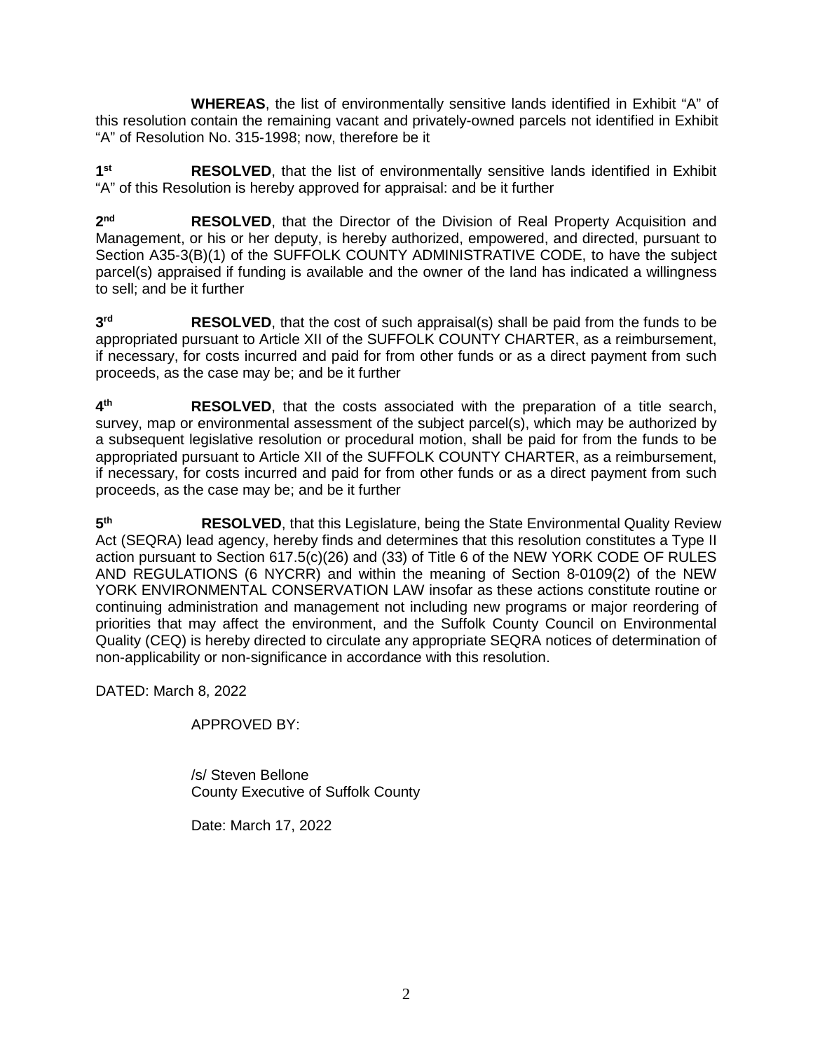**WHEREAS**, the list of environmentally sensitive lands identified in Exhibit "A" of this resolution contain the remaining vacant and privately-owned parcels not identified in Exhibit "A" of Resolution No. 315-1998; now, therefore be it

1st **RESOLVED**, that the list of environmentally sensitive lands identified in Exhibit "A" of this Resolution is hereby approved for appraisal: and be it further

2nd **RESOLVED**, that the Director of the Division of Real Property Acquisition and Management, or his or her deputy, is hereby authorized, empowered, and directed, pursuant to Section A35-3(B)(1) of the SUFFOLK COUNTY ADMINISTRATIVE CODE, to have the subject parcel(s) appraised if funding is available and the owner of the land has indicated a willingness to sell; and be it further

3rd **RESOLVED**, that the cost of such appraisal(s) shall be paid from the funds to be appropriated pursuant to Article XII of the SUFFOLK COUNTY CHARTER, as a reimbursement, if necessary, for costs incurred and paid for from other funds or as a direct payment from such proceeds, as the case may be; and be it further

4th **RESOLVED**, that the costs associated with the preparation of a title search, survey, map or environmental assessment of the subject parcel(s), which may be authorized by a subsequent legislative resolution or procedural motion, shall be paid for from the funds to be appropriated pursuant to Article XII of the SUFFOLK COUNTY CHARTER, as a reimbursement, if necessary, for costs incurred and paid for from other funds or as a direct payment from such proceeds, as the case may be; and be it further

5th **RESOLVED**, that this Legislature, being the State Environmental Quality Review Act (SEQRA) lead agency, hereby finds and determines that this resolution constitutes a Type II action pursuant to Section 617.5(c)(26) and (33) of Title 6 of the NEW YORK CODE OF RULES AND REGULATIONS (6 NYCRR) and within the meaning of Section 8-0109(2) of the NEW YORK ENVIRONMENTAL CONSERVATION LAW insofar as these actions constitute routine or continuing administration and management not including new programs or major reordering of priorities that may affect the environment, and the Suffolk County Council on Environmental Quality (CEQ) is hereby directed to circulate any appropriate SEQRA notices of determination of non-applicability or non-significance in accordance with this resolution.

DATED: March 8, 2022

APPROVED BY:

/s/ Steven Bellone
County Executive of Suffolk County

Date: March 17, 2022